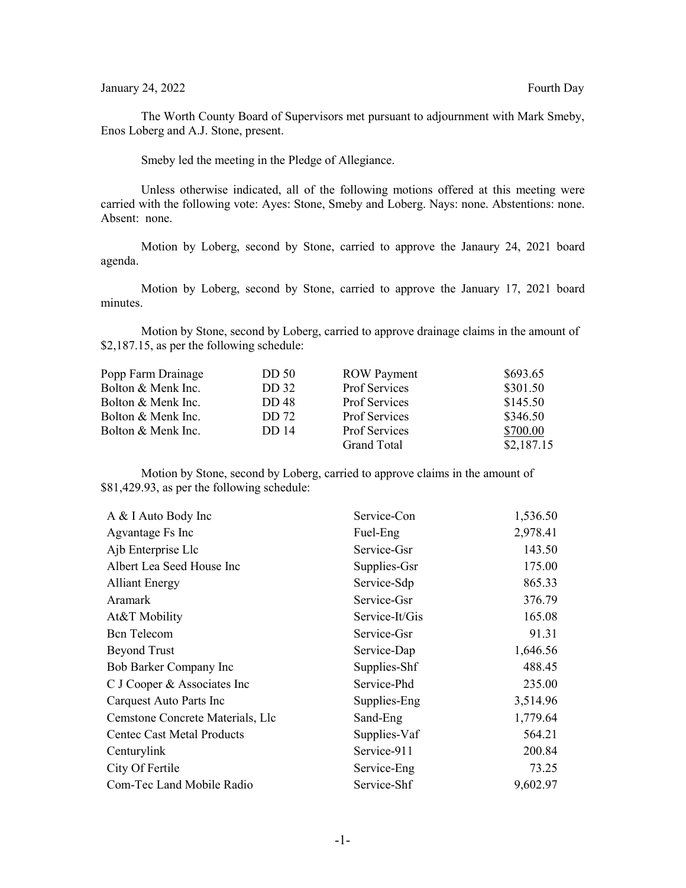January 24, 2022 Fourth Day

The Worth County Board of Supervisors met pursuant to adjournment with Mark Smeby, Enos Loberg and A.J. Stone, present.

Smeby led the meeting in the Pledge of Allegiance.

Unless otherwise indicated, all of the following motions offered at this meeting were carried with the following vote: Ayes: Stone, Smeby and Loberg. Nays: none. Abstentions: none. Absent: none.

Motion by Loberg, second by Stone, carried to approve the Janaury 24, 2021 board agenda.

Motion by Loberg, second by Stone, carried to approve the January 17, 2021 board minutes.

Motion by Stone, second by Loberg, carried to approve drainage claims in the amount of $2,187.15, as per the following schedule:

| | | | |
|---|---|---|---|
| Popp Farm Drainage | DD 50 | ROW Payment | $693.65 |
| Bolton & Menk Inc. | DD 32 | Prof Services | $301.50 |
| Bolton & Menk Inc. | DD 48 | Prof Services | $145.50 |
| Bolton & Menk Inc. | DD 72 | Prof Services | $346.50 |
| Bolton & Menk Inc. | DD 14 | Prof Services | $700.00 |
| | | Grand Total | $2,187.15 |

Motion by Stone, second by Loberg, carried to approve claims in the amount of $81,429.93, as per the following schedule:

| | | |
|---|---|---|
| A & I Auto Body Inc | Service-Con | 1,536.50 |
| Agvantage Fs Inc | Fuel-Eng | 2,978.41 |
| Ajb Enterprise Llc | Service-Gsr | 143.50 |
| Albert Lea Seed House Inc | Supplies-Gsr | 175.00 |
| Alliant Energy | Service-Sdp | 865.33 |
| Aramark | Service-Gsr | 376.79 |
| At&T Mobility | Service-It/Gis | 165.08 |
| Bcn Telecom | Service-Gsr | 91.31 |
| Beyond Trust | Service-Dap | 1,646.56 |
| Bob Barker Company Inc | Supplies-Shf | 488.45 |
| C J Cooper & Associates Inc | Service-Phd | 235.00 |
| Carquest Auto Parts Inc | Supplies-Eng | 3,514.96 |
| Cemstone Concrete Materials, Llc | Sand-Eng | 1,779.64 |
| Centec Cast Metal Products | Supplies-Vaf | 564.21 |
| Centurylink | Service-911 | 200.84 |
| City Of Fertile | Service-Eng | 73.25 |
| Com-Tec Land Mobile Radio | Service-Shf | 9,602.97 |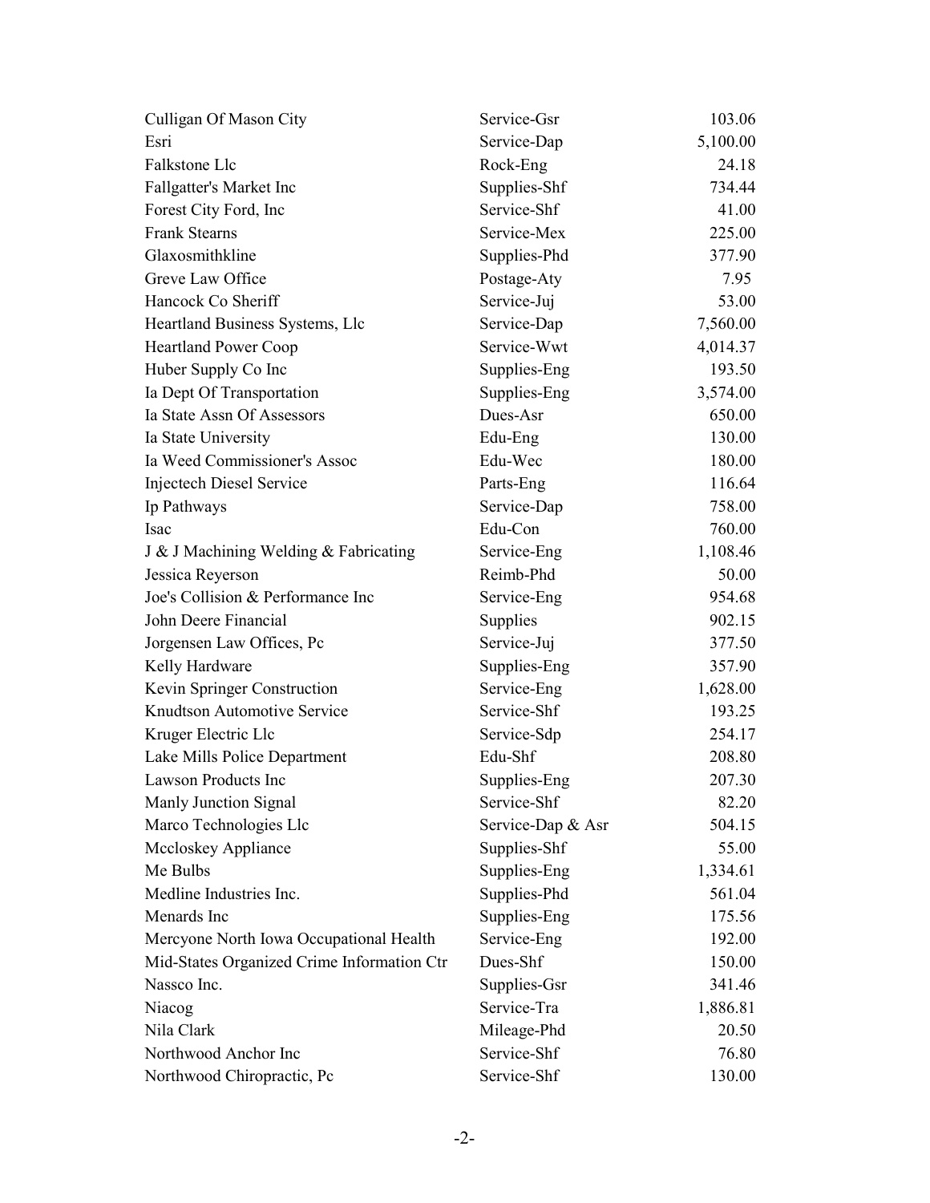| | | |
|---|---|---|
| Culligan Of Mason City | Service-Gsr | 103.06 |
| Esri | Service-Dap | 5,100.00 |
| Falkstone Llc | Rock-Eng | 24.18 |
| Fallgatter's Market Inc | Supplies-Shf | 734.44 |
| Forest City Ford, Inc | Service-Shf | 41.00 |
| Frank Stearns | Service-Mex | 225.00 |
| Glaxosmithkline | Supplies-Phd | 377.90 |
| Greve Law Office | Postage-Aty | 7.95 |
| Hancock Co Sheriff | Service-Juj | 53.00 |
| Heartland Business Systems, Llc | Service-Dap | 7,560.00 |
| Heartland Power Coop | Service-Wwt | 4,014.37 |
| Huber Supply Co Inc | Supplies-Eng | 193.50 |
| Ia Dept Of Transportation | Supplies-Eng | 3,574.00 |
| Ia State Assn Of Assessors | Dues-Asr | 650.00 |
| Ia State University | Edu-Eng | 130.00 |
| Ia Weed Commissioner's Assoc | Edu-Wec | 180.00 |
| Injectech Diesel Service | Parts-Eng | 116.64 |
| Ip Pathways | Service-Dap | 758.00 |
| Isac | Edu-Con | 760.00 |
| J & J Machining Welding & Fabricating | Service-Eng | 1,108.46 |
| Jessica Reyerson | Reimb-Phd | 50.00 |
| Joe's Collision & Performance Inc | Service-Eng | 954.68 |
| John Deere Financial | Supplies | 902.15 |
| Jorgensen Law Offices, Pc | Service-Juj | 377.50 |
| Kelly Hardware | Supplies-Eng | 357.90 |
| Kevin Springer Construction | Service-Eng | 1,628.00 |
| Knudtson Automotive Service | Service-Shf | 193.25 |
| Kruger Electric Llc | Service-Sdp | 254.17 |
| Lake Mills Police Department | Edu-Shf | 208.80 |
| Lawson Products Inc | Supplies-Eng | 207.30 |
| Manly Junction Signal | Service-Shf | 82.20 |
| Marco Technologies Llc | Service-Dap & Asr | 504.15 |
| Mccloskey Appliance | Supplies-Shf | 55.00 |
| Me Bulbs | Supplies-Eng | 1,334.61 |
| Medline Industries Inc. | Supplies-Phd | 561.04 |
| Menards Inc | Supplies-Eng | 175.56 |
| Mercyone North Iowa Occupational Health | Service-Eng | 192.00 |
| Mid-States Organized Crime Information Ctr | Dues-Shf | 150.00 |
| Nassco Inc. | Supplies-Gsr | 341.46 |
| Niacog | Service-Tra | 1,886.81 |
| Nila Clark | Mileage-Phd | 20.50 |
| Northwood Anchor Inc | Service-Shf | 76.80 |
| Northwood Chiropractic, Pc | Service-Shf | 130.00 |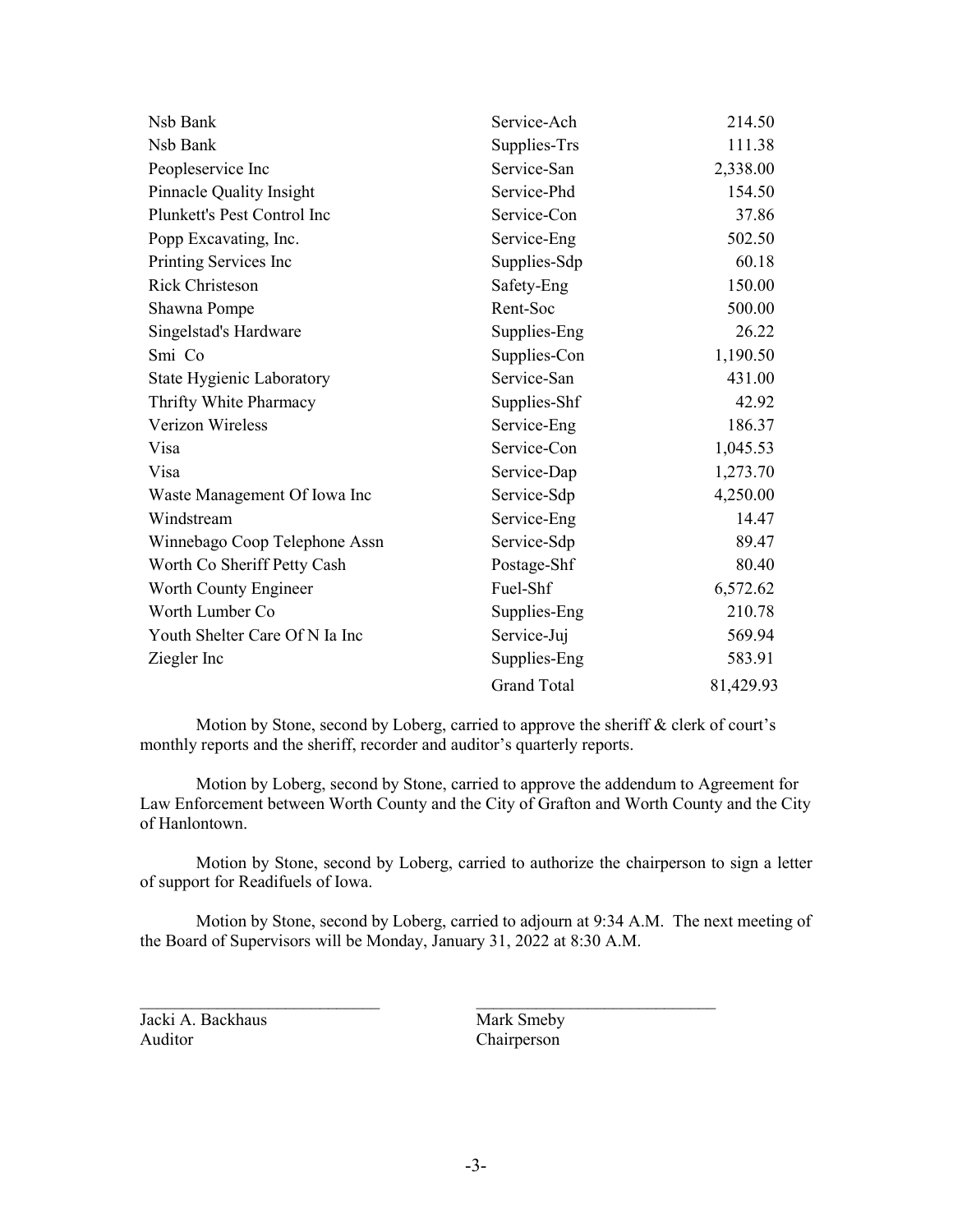| | | |
|---|---|---|
| Nsb Bank | Service-Ach | 214.50 |
| Nsb Bank | Supplies-Trs | 111.38 |
| Peopleservice Inc | Service-San | 2,338.00 |
| Pinnacle Quality Insight | Service-Phd | 154.50 |
| Plunkett's Pest Control Inc | Service-Con | 37.86 |
| Popp Excavating, Inc. | Service-Eng | 502.50 |
| Printing Services Inc | Supplies-Sdp | 60.18 |
| Rick Christeson | Safety-Eng | 150.00 |
| Shawna Pompe | Rent-Soc | 500.00 |
| Singelstad's Hardware | Supplies-Eng | 26.22 |
| Smi Co | Supplies-Con | 1,190.50 |
| State Hygienic Laboratory | Service-San | 431.00 |
| Thrifty White Pharmacy | Supplies-Shf | 42.92 |
| Verizon Wireless | Service-Eng | 186.37 |
| Visa | Service-Con | 1,045.53 |
| Visa | Service-Dap | 1,273.70 |
| Waste Management Of Iowa Inc | Service-Sdp | 4,250.00 |
| Windstream | Service-Eng | 14.47 |
| Winnebago Coop Telephone Assn | Service-Sdp | 89.47 |
| Worth Co Sheriff Petty Cash | Postage-Shf | 80.40 |
| Worth County Engineer | Fuel-Shf | 6,572.62 |
| Worth Lumber Co | Supplies-Eng | 210.78 |
| Youth Shelter Care Of N Ia Inc | Service-Juj | 569.94 |
| Ziegler Inc | Supplies-Eng | 583.91 |
| | Grand Total | 81,429.93 |

Motion by Stone, second by Loberg, carried to approve the sheriff & clerk of court's monthly reports and the sheriff, recorder and auditor's quarterly reports.

Motion by Loberg, second by Stone, carried to approve the addendum to Agreement for Law Enforcement between Worth County and the City of Grafton and Worth County and the City of Hanlontown.

Motion by Stone, second by Loberg, carried to authorize the chairperson to sign a letter of support for Readifuels of Iowa.

Motion by Stone, second by Loberg, carried to adjourn at 9:34 A.M. The next meeting of the Board of Supervisors will be Monday, January 31, 2022 at 8:30 A.M.

\_\_\_\_\_\_\_\_\_\_\_\_\_\_\_\_\_\_\_\_\_\_\_\_\_\_\_\_\_\_ \_\_\_\_\_\_\_\_\_\_\_\_\_\_\_\_\_\_\_\_\_\_\_\_\_\_\_\_\_\_

Jacki A. Backhaus
Auditor

Mark Smeby
Chairperson